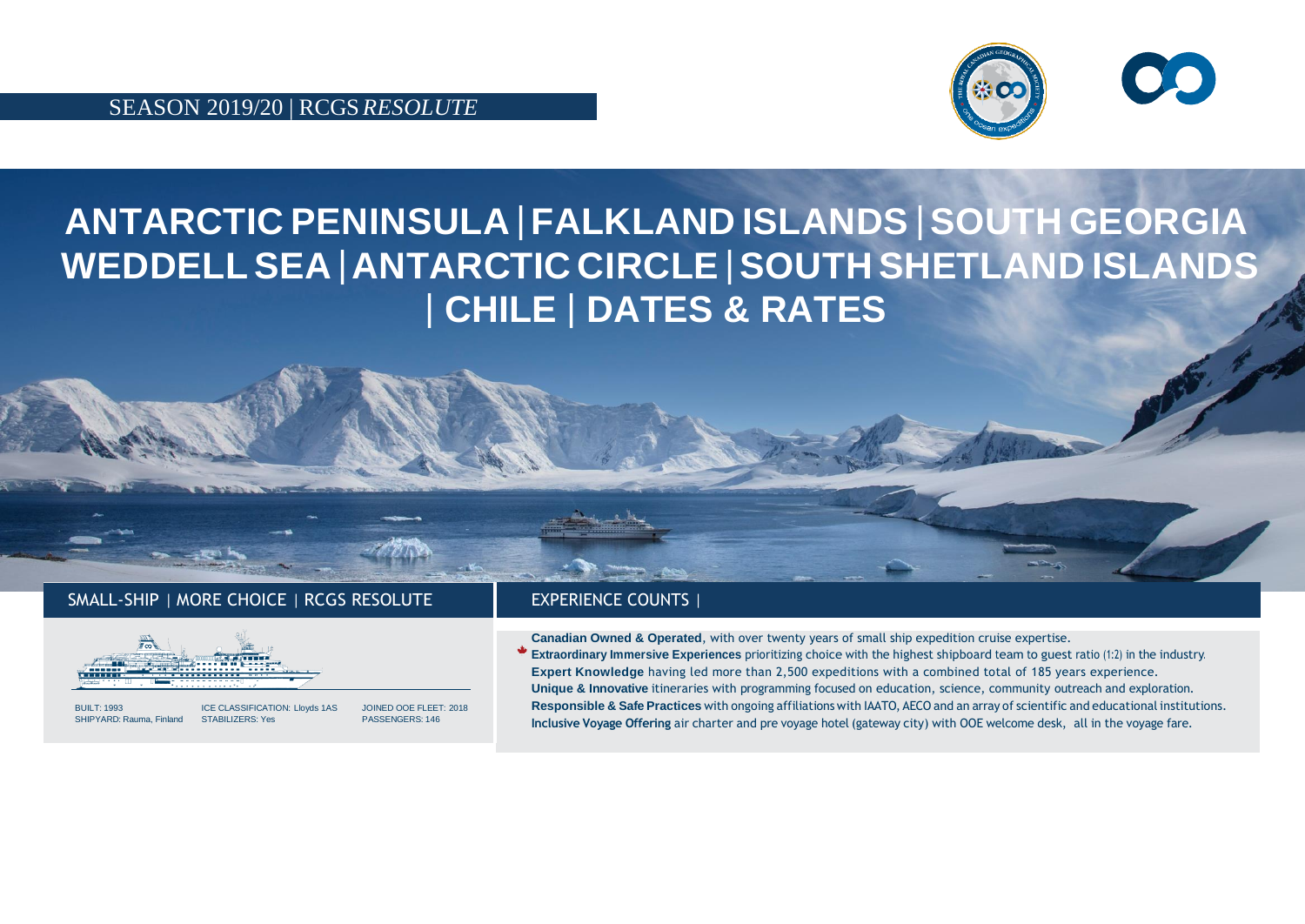SEASON 2019/20 | RCGS *RESOLUTE*

# ANTARCTIC PENINSULA | FALKLAND ISLANDS | SOUTH GEORGIA WEDDELL SEA | ANTARCTIC CIRCLE | SOUTH SHETLAND ISLANDS | CHILE | DATES & RATES

## SMALL-SHIP | MORE CHOICE | RCGS RESOLUTE

BUILT: 1993
SHIPYARD: Rauma, Finland

ICE CLASSIFICATION: Lloyds 1AS
STABILIZERS: Yes

JOINED OOE FLEET: 2018
PASSENGERS: 146

## EXPERIENCE COUNTS |

**Canadian Owned & Operated**, with over twenty years of small ship expedition cruise expertise.
**Extraordinary Immersive Experiences** prioritizing choice with the highest shipboard team to guest ratio (1:2) in the industry.
**Expert Knowledge** having led more than 2,500 expeditions with a combined total of 185 years experience.
**Unique & Innovative** itineraries with programming focused on education, science, community outreach and exploration.
**Responsible & Safe Practices** with ongoing affiliations with IAATO, AECO and an array of scientific and educational institutions.
**Inclusive Voyage Offering** air charter and pre voyage hotel (gateway city) with OOE welcome desk, all in the voyage fare.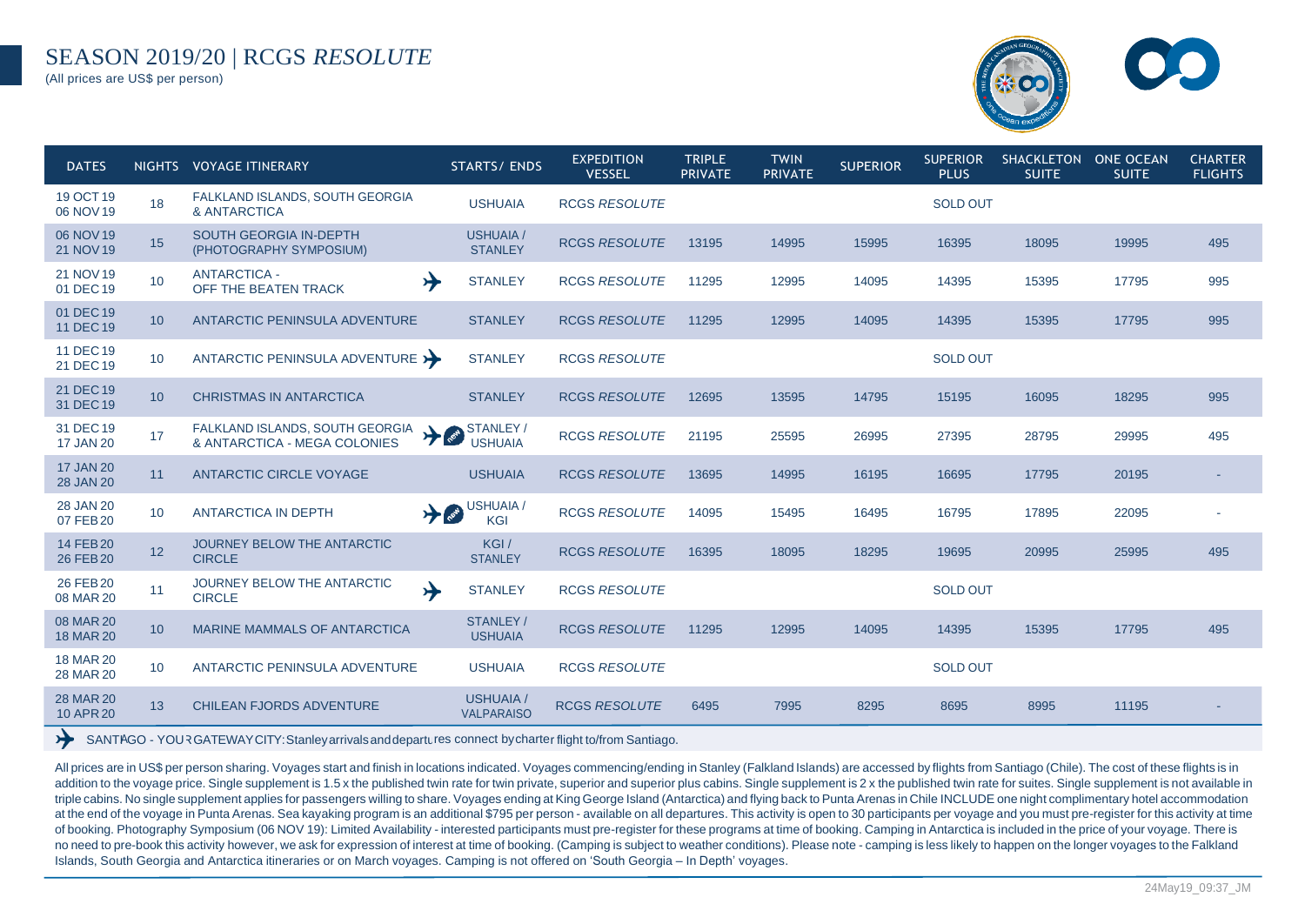# SEASON 2019/20 | RCGS *RESOLUTE*

(All prices are US$ per person)

| DATES | NIGHTS | VOYAGE ITINERARY | STARTS/ ENDS | EXPEDITION VESSEL | TRIPLE PRIVATE | TWIN PRIVATE | SUPERIOR | SUPERIOR PLUS | SHACKLETON SUITE | ONE OCEAN SUITE | CHARTER FLIGHTS |
|---|---|---|---|---|---|---|---|---|---|---|---|
| 19 OCT 19 06 NOV 19 | 18 | FALKLAND ISLANDS, SOUTH GEORGIA & ANTARCTICA | USHUAIA | RCGS *RESOLUTE* | | | | SOLD OUT | | | |
| 06 NOV 19 21 NOV 19 | 15 | SOUTH GEORGIA IN-DEPTH (PHOTOGRAPHY SYMPOSIUM) | USHUAIA / STANLEY | RCGS *RESOLUTE* | 13195 | 14995 | 15995 | 16395 | 18095 | 19995 | 495 |
| 21 NOV 19 01 DEC 19 | 10 | ANTARCTICA - OFF THE BEATEN TRACK ✈ | STANLEY | RCGS *RESOLUTE* | 11295 | 12995 | 14095 | 14395 | 15395 | 17795 | 995 |
| 01 DEC 19 11 DEC 19 | 10 | ANTARCTIC PENINSULA ADVENTURE | STANLEY | RCGS *RESOLUTE* | 11295 | 12995 | 14095 | 14395 | 15395 | 17795 | 995 |
| 11 DEC 19 21 DEC 19 | 10 | ANTARCTIC PENINSULA ADVENTURE ✈ | STANLEY | RCGS *RESOLUTE* | | | | SOLD OUT | | | |
| 21 DEC 19 31 DEC 19 | 10 | CHRISTMAS IN ANTARCTICA | STANLEY | RCGS *RESOLUTE* | 12695 | 13595 | 14795 | 15195 | 16095 | 18295 | 995 |
| 31 DEC 19 17 JAN 20 | 17 | FALKLAND ISLANDS, SOUTH GEORGIA & ANTARCTICA - MEGA COLONIES ✈ new | STANLEY / USHUAIA | RCGS *RESOLUTE* | 21195 | 25595 | 26995 | 27395 | 28795 | 29995 | 495 |
| 17 JAN 20 28 JAN 20 | 11 | ANTARCTIC CIRCLE VOYAGE | USHUAIA | RCGS *RESOLUTE* | 13695 | 14995 | 16195 | 16695 | 17795 | 20195 | - |
| 28 JAN 20 07 FEB 20 | 10 | ANTARCTICA IN DEPTH ✈ new | USHUAIA / KGI | RCGS *RESOLUTE* | 14095 | 15495 | 16495 | 16795 | 17895 | 22095 | - |
| 14 FEB 20 26 FEB 20 | 12 | JOURNEY BELOW THE ANTARCTIC CIRCLE | KGI / STANLEY | RCGS *RESOLUTE* | 16395 | 18095 | 18295 | 19695 | 20995 | 25995 | 495 |
| 26 FEB 20 08 MAR 20 | 11 | JOURNEY BELOW THE ANTARCTIC CIRCLE ✈ | STANLEY | RCGS *RESOLUTE* | | | | SOLD OUT | | | |
| 08 MAR 20 18 MAR 20 | 10 | MARINE MAMMALS OF ANTARCTICA | STANLEY / USHUAIA | RCGS *RESOLUTE* | 11295 | 12995 | 14095 | 14395 | 15395 | 17795 | 495 |
| 18 MAR 20 28 MAR 20 | 10 | ANTARCTIC PENINSULA ADVENTURE | USHUAIA | RCGS *RESOLUTE* | | | | SOLD OUT | | | |
| 28 MAR 20 10 APR 20 | 13 | CHILEAN FJORDS ADVENTURE | USHUAIA / VALPARAISO | RCGS *RESOLUTE* | 6495 | 7995 | 8295 | 8695 | 8995 | 11195 | - |

✈ SANTIAGO - YOUR GATEWAY CITY: Stanley arrivals and departures connect by charter flight to/from Santiago.

All prices are in US$ per person sharing. Voyages start and finish in locations indicated. Voyages commencing/ending in Stanley (Falkland Islands) are accessed by flights from Santiago (Chile). The cost of these flights is in addition to the voyage price. Single supplement is 1.5 x the published twin rate for twin private, superior and superior plus cabins. Single supplement is 2 x the published twin rate for suites. Single supplement is not available in triple cabins. No single supplement applies for passengers willing to share. Voyages ending at King George Island (Antarctica) and flying back to Punta Arenas in Chile INCLUDE one night complimentary hotel accommodation at the end of the voyage in Punta Arenas. Sea kayaking program is an additional $795 per person - available on all departures. This activity is open to 30 participants per voyage and you must pre-register for this activity at time of booking. Photography Symposium (06 NOV 19): Limited Availability - interested participants must pre-register for these programs at time of booking. Camping in Antarctica is included in the price of your voyage. There is no need to pre-book this activity however, we ask for expression of interest at time of booking. (Camping is subject to weather conditions). Please note - camping is less likely to happen on the longer voyages to the Falkland Islands, South Georgia and Antarctica itineraries or on March voyages. Camping is not offered on 'South Georgia – In Depth' voyages.

24May19_09:37_JM